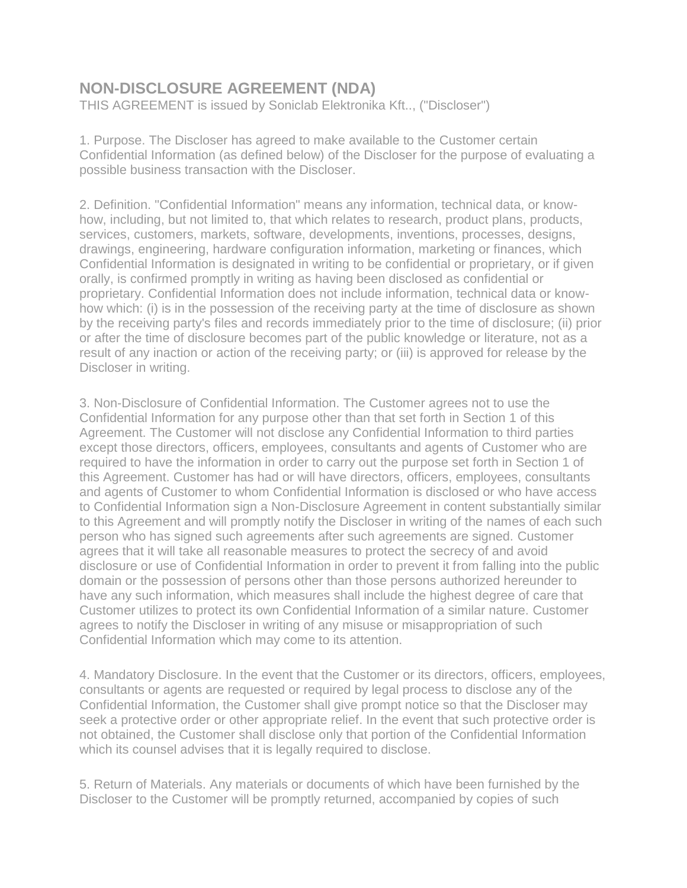## NON-DISCLOSURE AGREEMENT (NDA)

THIS AGREEMENT is issued by Soniclab Elektronika Kft.., ("Discloser")

1. Purpose. The Discloser has agreed to make available to the Customer certain Confidential Information (as defined below) of the Discloser for the purpose of evaluating a possible business transaction with the Discloser.

2. Definition. "Confidential Information" means any information, technical data, or know-how, including, but not limited to, that which relates to research, product plans, products, services, customers, markets, software, developments, inventions, processes, designs, drawings, engineering, hardware configuration information, marketing or finances, which Confidential Information is designated in writing to be confidential or proprietary, or if given orally, is confirmed promptly in writing as having been disclosed as confidential or proprietary. Confidential Information does not include information, technical data or know-how which: (i) is in the possession of the receiving party at the time of disclosure as shown by the receiving party's files and records immediately prior to the time of disclosure; (ii) prior or after the time of disclosure becomes part of the public knowledge or literature, not as a result of any inaction or action of the receiving party; or (iii) is approved for release by the Discloser in writing.

3. Non-Disclosure of Confidential Information. The Customer agrees not to use the Confidential Information for any purpose other than that set forth in Section 1 of this Agreement. The Customer will not disclose any Confidential Information to third parties except those directors, officers, employees, consultants and agents of Customer who are required to have the information in order to carry out the purpose set forth in Section 1 of this Agreement. Customer has had or will have directors, officers, employees, consultants and agents of Customer to whom Confidential Information is disclosed or who have access to Confidential Information sign a Non-Disclosure Agreement in content substantially similar to this Agreement and will promptly notify the Discloser in writing of the names of each such person who has signed such agreements after such agreements are signed. Customer agrees that it will take all reasonable measures to protect the secrecy of and avoid disclosure or use of Confidential Information in order to prevent it from falling into the public domain or the possession of persons other than those persons authorized hereunder to have any such information, which measures shall include the highest degree of care that Customer utilizes to protect its own Confidential Information of a similar nature. Customer agrees to notify the Discloser in writing of any misuse or misappropriation of such Confidential Information which may come to its attention.

4. Mandatory Disclosure. In the event that the Customer or its directors, officers, employees, consultants or agents are requested or required by legal process to disclose any of the Confidential Information, the Customer shall give prompt notice so that the Discloser may seek a protective order or other appropriate relief. In the event that such protective order is not obtained, the Customer shall disclose only that portion of the Confidential Information which its counsel advises that it is legally required to disclose.

5. Return of Materials. Any materials or documents of which have been furnished by the Discloser to the Customer will be promptly returned, accompanied by copies of such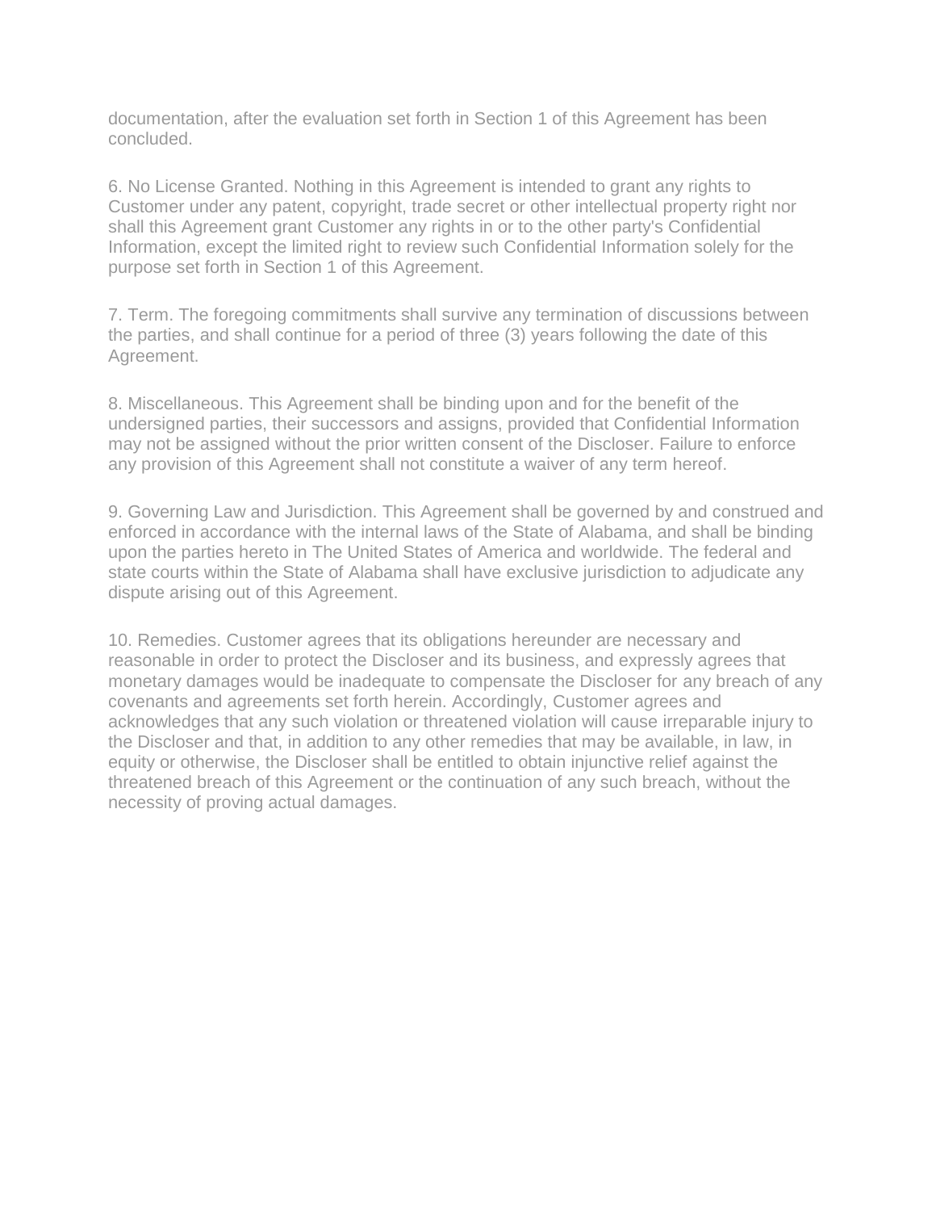documentation, after the evaluation set forth in Section 1 of this Agreement has been concluded.

6. No License Granted. Nothing in this Agreement is intended to grant any rights to Customer under any patent, copyright, trade secret or other intellectual property right nor shall this Agreement grant Customer any rights in or to the other party's Confidential Information, except the limited right to review such Confidential Information solely for the purpose set forth in Section 1 of this Agreement.

7. Term. The foregoing commitments shall survive any termination of discussions between the parties, and shall continue for a period of three (3) years following the date of this Agreement.

8. Miscellaneous. This Agreement shall be binding upon and for the benefit of the undersigned parties, their successors and assigns, provided that Confidential Information may not be assigned without the prior written consent of the Discloser. Failure to enforce any provision of this Agreement shall not constitute a waiver of any term hereof.

9. Governing Law and Jurisdiction. This Agreement shall be governed by and construed and enforced in accordance with the internal laws of the State of Alabama, and shall be binding upon the parties hereto in The United States of America and worldwide. The federal and state courts within the State of Alabama shall have exclusive jurisdiction to adjudicate any dispute arising out of this Agreement.

10. Remedies. Customer agrees that its obligations hereunder are necessary and reasonable in order to protect the Discloser and its business, and expressly agrees that monetary damages would be inadequate to compensate the Discloser for any breach of any covenants and agreements set forth herein. Accordingly, Customer agrees and acknowledges that any such violation or threatened violation will cause irreparable injury to the Discloser and that, in addition to any other remedies that may be available, in law, in equity or otherwise, the Discloser shall be entitled to obtain injunctive relief against the threatened breach of this Agreement or the continuation of any such breach, without the necessity of proving actual damages.